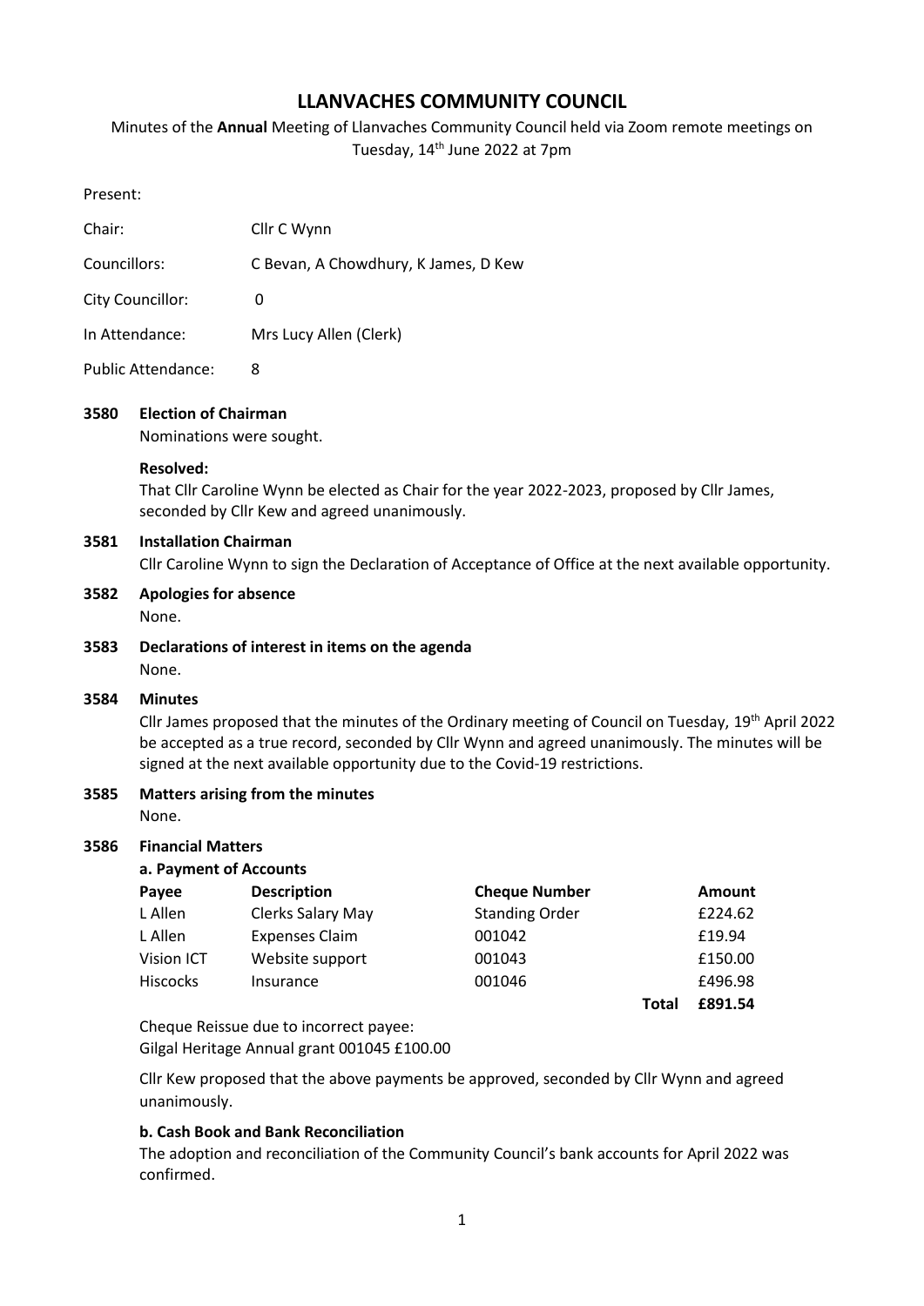# LLANVACHES COMMUNITY COUNCIL

Minutes of the **Annual** Meeting of Llanvaches Community Council held via Zoom remote meetings on Tuesday, 14th June 2022 at 7pm

Present:

| | |
|---|---|
| Chair: | Cllr C Wynn |
| Councillors: | C Bevan, A Chowdhury, K James, D Kew |
| City Councillor: | 0 |
| In Attendance: | Mrs Lucy Allen (Clerk) |
| Public Attendance: | 8 |

**3580 Election of Chairman**

Nominations were sought.

**Resolved:**

That Cllr Caroline Wynn be elected as Chair for the year 2022-2023, proposed by Cllr James, seconded by Cllr Kew and agreed unanimously.

**3581 Installation Chairman**

Cllr Caroline Wynn to sign the Declaration of Acceptance of Office at the next available opportunity.

**3582 Apologies for absence**

None.

**3583 Declarations of interest in items on the agenda**

None.

**3584 Minutes**

Cllr James proposed that the minutes of the Ordinary meeting of Council on Tuesday, 19th April 2022 be accepted as a true record, seconded by Cllr Wynn and agreed unanimously. The minutes will be signed at the next available opportunity due to the Covid-19 restrictions.

**3585 Matters arising from the minutes**

None.

**3586 Financial Matters**

**a. Payment of Accounts**

| Payee | Description | Cheque Number | | Amount |
|---|---|---|---|---|
| L Allen | Clerks Salary May | Standing Order | | £224.62 |
| L Allen | Expenses Claim | 001042 | | £19.94 |
| Vision ICT | Website support | 001043 | | £150.00 |
| Hiscocks | Insurance | 001046 | | £496.98 |
| | | | **Total** | **£891.54** |

Cheque Reissue due to incorrect payee:
Gilgal Heritage Annual grant 001045 £100.00

Cllr Kew proposed that the above payments be approved, seconded by Cllr Wynn and agreed unanimously.

**b. Cash Book and Bank Reconciliation**

The adoption and reconciliation of the Community Council's bank accounts for April 2022 was confirmed.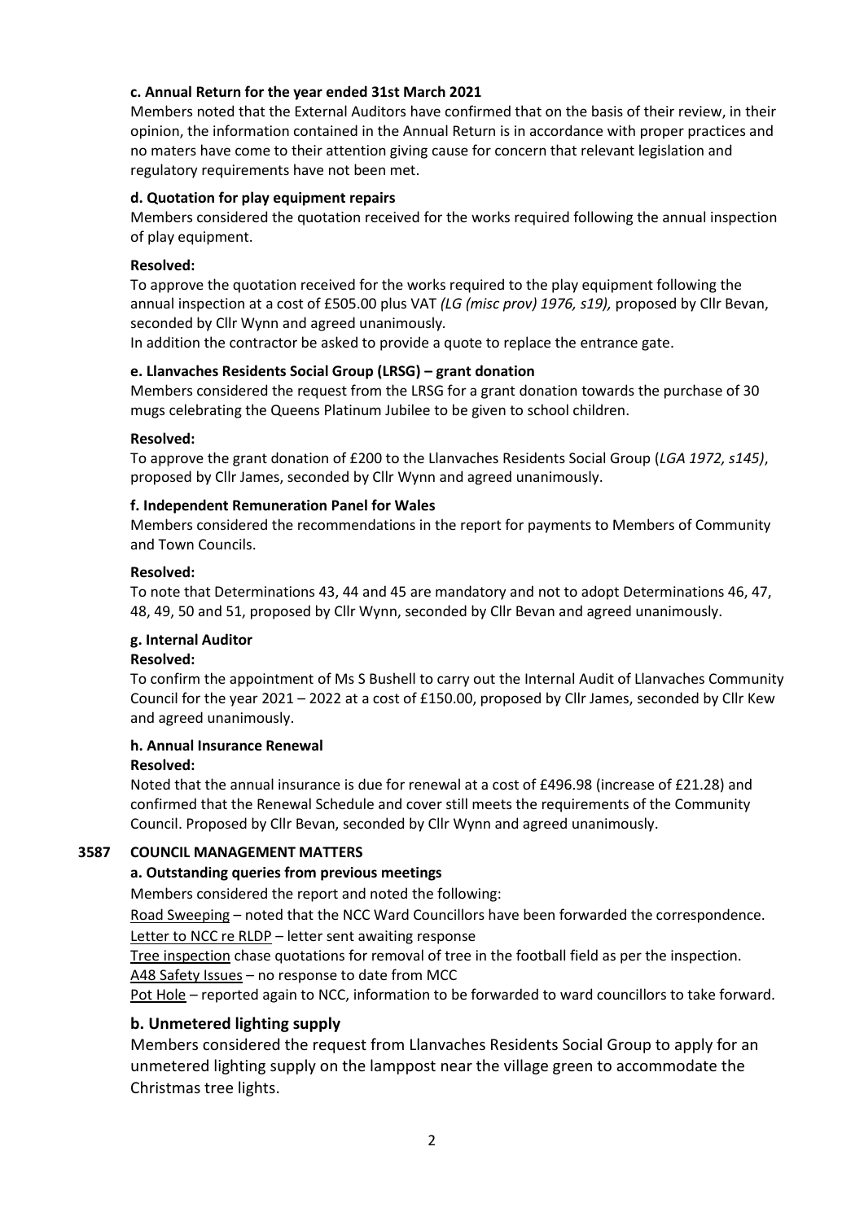**c. Annual Return for the year ended 31st March 2021**

Members noted that the External Auditors have confirmed that on the basis of their review, in their opinion, the information contained in the Annual Return is in accordance with proper practices and no maters have come to their attention giving cause for concern that relevant legislation and regulatory requirements have not been met.

**d. Quotation for play equipment repairs**

Members considered the quotation received for the works required following the annual inspection of play equipment.

**Resolved:**

To approve the quotation received for the works required to the play equipment following the annual inspection at a cost of £505.00 plus VAT *(LG (misc prov) 1976, s19),* proposed by Cllr Bevan, seconded by Cllr Wynn and agreed unanimously.

In addition the contractor be asked to provide a quote to replace the entrance gate.

**e. Llanvaches Residents Social Group (LRSG) – grant donation**

Members considered the request from the LRSG for a grant donation towards the purchase of 30 mugs celebrating the Queens Platinum Jubilee to be given to school children.

**Resolved:**

To approve the grant donation of £200 to the Llanvaches Residents Social Group (*LGA 1972, s145)*, proposed by Cllr James, seconded by Cllr Wynn and agreed unanimously.

**f. Independent Remuneration Panel for Wales**

Members considered the recommendations in the report for payments to Members of Community and Town Councils.

**Resolved:**

To note that Determinations 43, 44 and 45 are mandatory and not to adopt Determinations 46, 47, 48, 49, 50 and 51, proposed by Cllr Wynn, seconded by Cllr Bevan and agreed unanimously.

**g. Internal Auditor**

**Resolved:**

To confirm the appointment of Ms S Bushell to carry out the Internal Audit of Llanvaches Community Council for the year 2021 – 2022 at a cost of £150.00, proposed by Cllr James, seconded by Cllr Kew and agreed unanimously.

**h. Annual Insurance Renewal**

**Resolved:**

Noted that the annual insurance is due for renewal at a cost of £496.98 (increase of £21.28) and confirmed that the Renewal Schedule and cover still meets the requirements of the Community Council. Proposed by Cllr Bevan, seconded by Cllr Wynn and agreed unanimously.

**3587 COUNCIL MANAGEMENT MATTERS**

**a. Outstanding queries from previous meetings**

Members considered the report and noted the following:

Road Sweeping – noted that the NCC Ward Councillors have been forwarded the correspondence.

Letter to NCC re RLDP – letter sent awaiting response

Tree inspection chase quotations for removal of tree in the football field as per the inspection.

A48 Safety Issues – no response to date from MCC

Pot Hole – reported again to NCC, information to be forwarded to ward councillors to take forward.

**b. Unmetered lighting supply**

Members considered the request from Llanvaches Residents Social Group to apply for an unmetered lighting supply on the lamppost near the village green to accommodate the Christmas tree lights.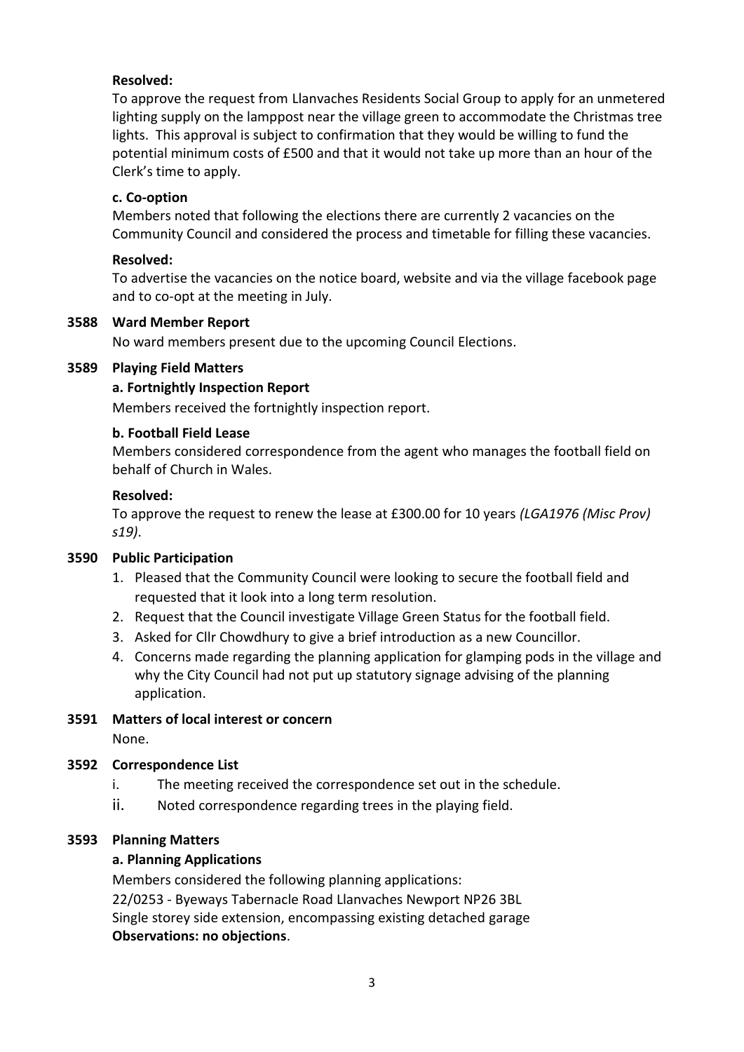**Resolved:**

To approve the request from Llanvaches Residents Social Group to apply for an unmetered lighting supply on the lamppost near the village green to accommodate the Christmas tree lights. This approval is subject to confirmation that they would be willing to fund the potential minimum costs of £500 and that it would not take up more than an hour of the Clerk's time to apply.

**c. Co-option**

Members noted that following the elections there are currently 2 vacancies on the Community Council and considered the process and timetable for filling these vacancies.

**Resolved:**

To advertise the vacancies on the notice board, website and via the village facebook page and to co-opt at the meeting in July.

**3588 Ward Member Report**

No ward members present due to the upcoming Council Elections.

**3589 Playing Field Matters**

**a. Fortnightly Inspection Report**

Members received the fortnightly inspection report.

**b. Football Field Lease**

Members considered correspondence from the agent who manages the football field on behalf of Church in Wales.

**Resolved:**

To approve the request to renew the lease at £300.00 for 10 years *(LGA1976 (Misc Prov) s19)*.

**3590 Public Participation**

1. Pleased that the Community Council were looking to secure the football field and requested that it look into a long term resolution.
2. Request that the Council investigate Village Green Status for the football field.
3. Asked for Cllr Chowdhury to give a brief introduction as a new Councillor.
4. Concerns made regarding the planning application for glamping pods in the village and why the City Council had not put up statutory signage advising of the planning application.

**3591 Matters of local interest or concern**

None.

**3592 Correspondence List**

i. The meeting received the correspondence set out in the schedule.

ii. Noted correspondence regarding trees in the playing field.

**3593 Planning Matters**

**a. Planning Applications**

Members considered the following planning applications:
22/0253 - Byeways Tabernacle Road Llanvaches Newport NP26 3BL
Single storey side extension, encompassing existing detached garage
**Observations: no objections**.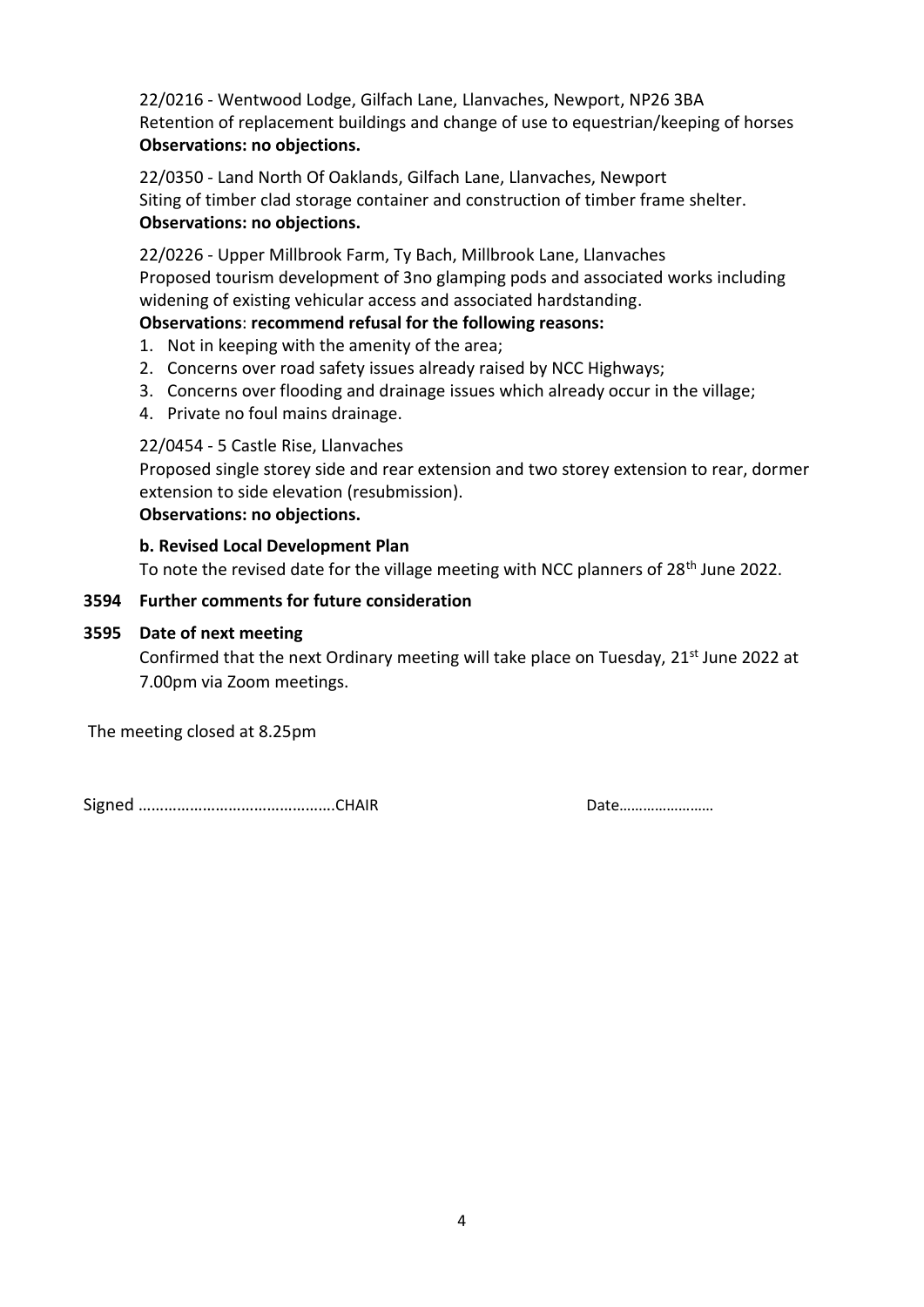22/0216 - Wentwood Lodge, Gilfach Lane, Llanvaches, Newport, NP26 3BA
Retention of replacement buildings and change of use to equestrian/keeping of horses
**Observations: no objections.**

22/0350 - Land North Of Oaklands, Gilfach Lane, Llanvaches, Newport
Siting of timber clad storage container and construction of timber frame shelter.
**Observations: no objections.**

22/0226 - Upper Millbrook Farm, Ty Bach, Millbrook Lane, Llanvaches
Proposed tourism development of 3no glamping pods and associated works including widening of existing vehicular access and associated hardstanding.
**Observations**: **recommend refusal for the following reasons:**

1. Not in keeping with the amenity of the area;
2. Concerns over road safety issues already raised by NCC Highways;
3. Concerns over flooding and drainage issues which already occur in the village;
4. Private no foul mains drainage.

22/0454 - 5 Castle Rise, Llanvaches
Proposed single storey side and rear extension and two storey extension to rear, dormer extension to side elevation (resubmission).
**Observations: no objections.**

**b. Revised Local Development Plan**
To note the revised date for the village meeting with NCC planners of 28th June 2022.

**3594 Further comments for future consideration**

**3595 Date of next meeting**
Confirmed that the next Ordinary meeting will take place on Tuesday, 21st June 2022 at 7.00pm via Zoom meetings.

The meeting closed at 8.25pm

Signed ……………………………………….CHAIR Date……………………